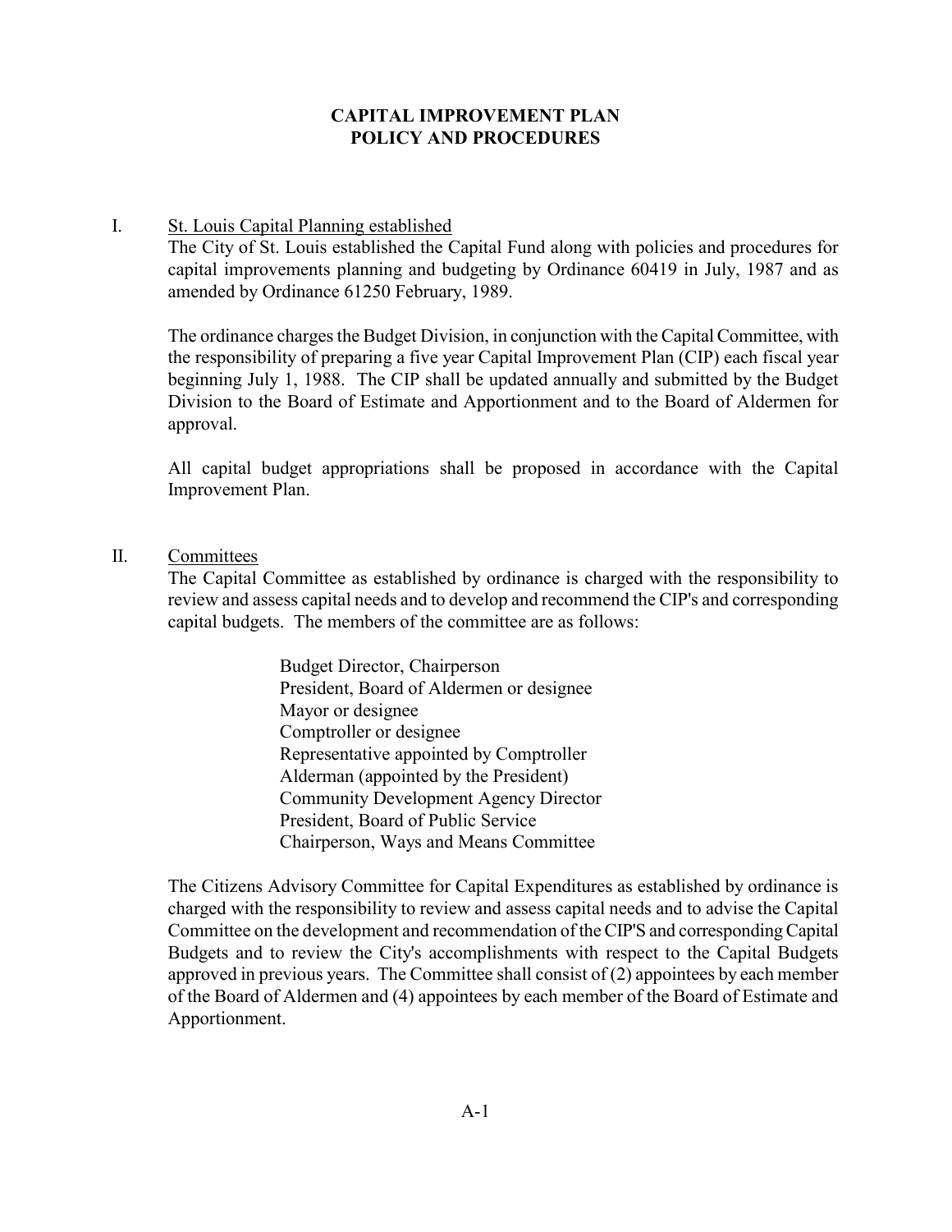# CAPITAL IMPROVEMENT PLAN
# POLICY AND PROCEDURES

## I. St. Louis Capital Planning established

The City of St. Louis established the Capital Fund along with policies and procedures for capital improvements planning and budgeting by Ordinance 60419 in July, 1987 and as amended by Ordinance 61250 February, 1989.

The ordinance charges the Budget Division, in conjunction with the Capital Committee, with the responsibility of preparing a five year Capital Improvement Plan (CIP) each fiscal year beginning July 1, 1988. The CIP shall be updated annually and submitted by the Budget Division to the Board of Estimate and Apportionment and to the Board of Aldermen for approval.

All capital budget appropriations shall be proposed in accordance with the Capital Improvement Plan.

## II. Committees

The Capital Committee as established by ordinance is charged with the responsibility to review and assess capital needs and to develop and recommend the CIP's and corresponding capital budgets. The members of the committee are as follows:

- Budget Director, Chairperson
- President, Board of Aldermen or designee
- Mayor or designee
- Comptroller or designee
- Representative appointed by Comptroller
- Alderman (appointed by the President)
- Community Development Agency Director
- President, Board of Public Service
- Chairperson, Ways and Means Committee

The Citizens Advisory Committee for Capital Expenditures as established by ordinance is charged with the responsibility to review and assess capital needs and to advise the Capital Committee on the development and recommendation of the CIP'S and corresponding Capital Budgets and to review the City's accomplishments with respect to the Capital Budgets approved in previous years. The Committee shall consist of (2) appointees by each member of the Board of Aldermen and (4) appointees by each member of the Board of Estimate and Apportionment.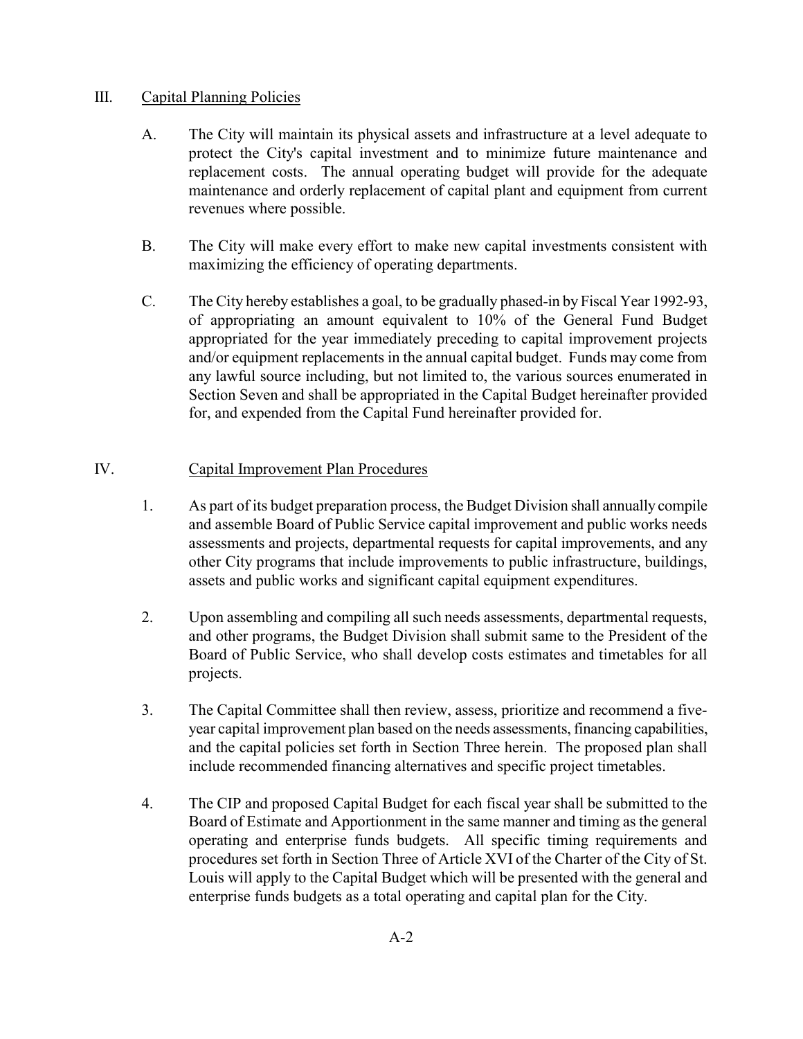## III. Capital Planning Policies

A. The City will maintain its physical assets and infrastructure at a level adequate to protect the City's capital investment and to minimize future maintenance and replacement costs. The annual operating budget will provide for the adequate maintenance and orderly replacement of capital plant and equipment from current revenues where possible.

B. The City will make every effort to make new capital investments consistent with maximizing the efficiency of operating departments.

C. The City hereby establishes a goal, to be gradually phased-in by Fiscal Year 1992-93, of appropriating an amount equivalent to 10% of the General Fund Budget appropriated for the year immediately preceding to capital improvement projects and/or equipment replacements in the annual capital budget. Funds may come from any lawful source including, but not limited to, the various sources enumerated in Section Seven and shall be appropriated in the Capital Budget hereinafter provided for, and expended from the Capital Fund hereinafter provided for.

## IV. Capital Improvement Plan Procedures

1. As part of its budget preparation process, the Budget Division shall annually compile and assemble Board of Public Service capital improvement and public works needs assessments and projects, departmental requests for capital improvements, and any other City programs that include improvements to public infrastructure, buildings, assets and public works and significant capital equipment expenditures.

2. Upon assembling and compiling all such needs assessments, departmental requests, and other programs, the Budget Division shall submit same to the President of the Board of Public Service, who shall develop costs estimates and timetables for all projects.

3. The Capital Committee shall then review, assess, prioritize and recommend a five-year capital improvement plan based on the needs assessments, financing capabilities, and the capital policies set forth in Section Three herein. The proposed plan shall include recommended financing alternatives and specific project timetables.

4. The CIP and proposed Capital Budget for each fiscal year shall be submitted to the Board of Estimate and Apportionment in the same manner and timing as the general operating and enterprise funds budgets. All specific timing requirements and procedures set forth in Section Three of Article XVI of the Charter of the City of St. Louis will apply to the Capital Budget which will be presented with the general and enterprise funds budgets as a total operating and capital plan for the City.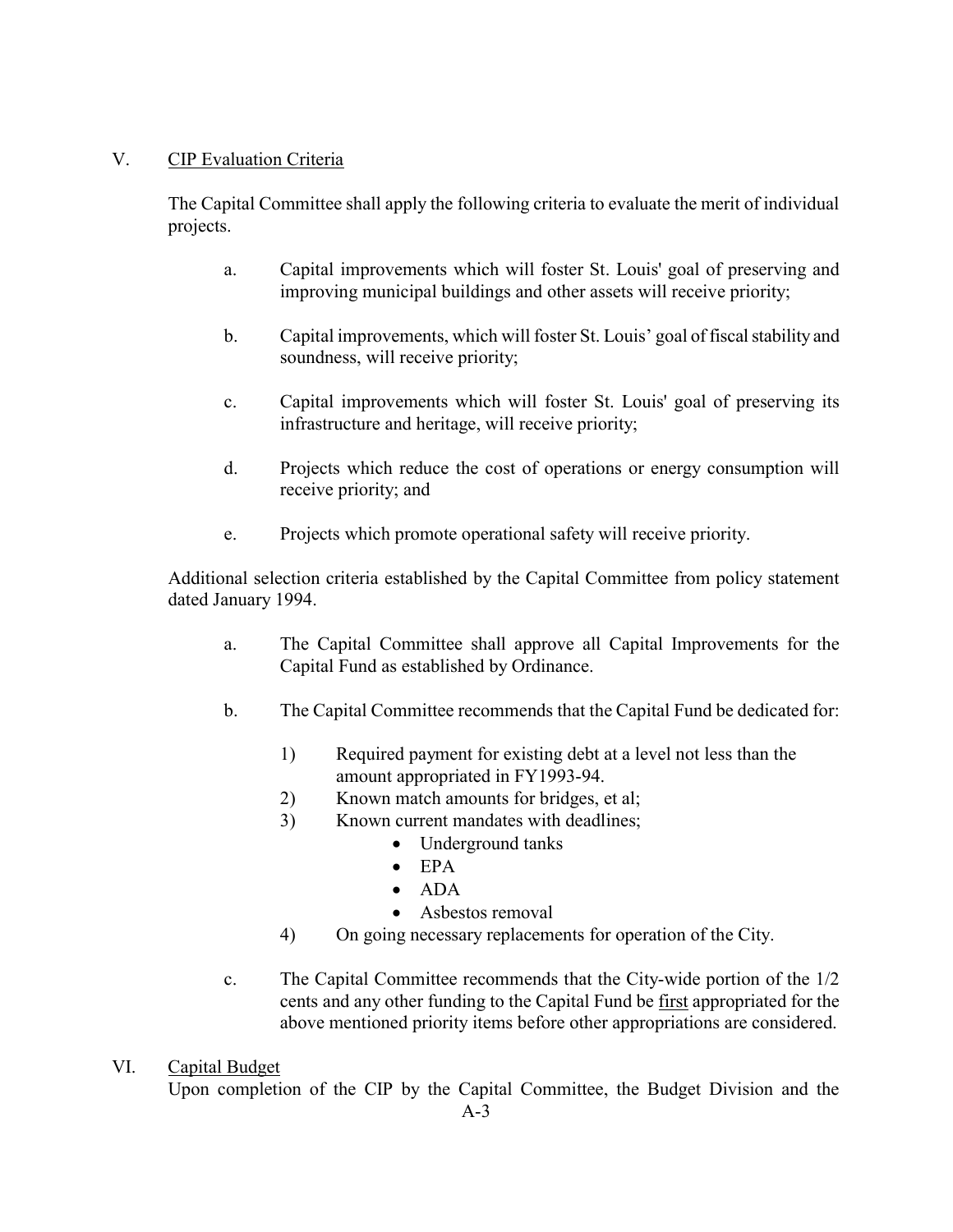## V. <u>CIP Evaluation Criteria</u>

The Capital Committee shall apply the following criteria to evaluate the merit of individual projects.

a. Capital improvements which will foster St. Louis' goal of preserving and improving municipal buildings and other assets will receive priority;

b. Capital improvements, which will foster St. Louis' goal of fiscal stability and soundness, will receive priority;

c. Capital improvements which will foster St. Louis' goal of preserving its infrastructure and heritage, will receive priority;

d. Projects which reduce the cost of operations or energy consumption will receive priority; and

e. Projects which promote operational safety will receive priority.

Additional selection criteria established by the Capital Committee from policy statement dated January 1994.

a. The Capital Committee shall approve all Capital Improvements for the Capital Fund as established by Ordinance.

b. The Capital Committee recommends that the Capital Fund be dedicated for:

   1) Required payment for existing debt at a level not less than the amount appropriated in FY1993-94.
   2) Known match amounts for bridges, et al;
   3) Known current mandates with deadlines;
      - Underground tanks
      - EPA
      - ADA
      - Asbestos removal
   4) On going necessary replacements for operation of the City.

c. The Capital Committee recommends that the City-wide portion of the 1/2 cents and any other funding to the Capital Fund be <u>first</u> appropriated for the above mentioned priority items before other appropriations are considered.

## VI. <u>Capital Budget</u>

Upon completion of the CIP by the Capital Committee, the Budget Division and the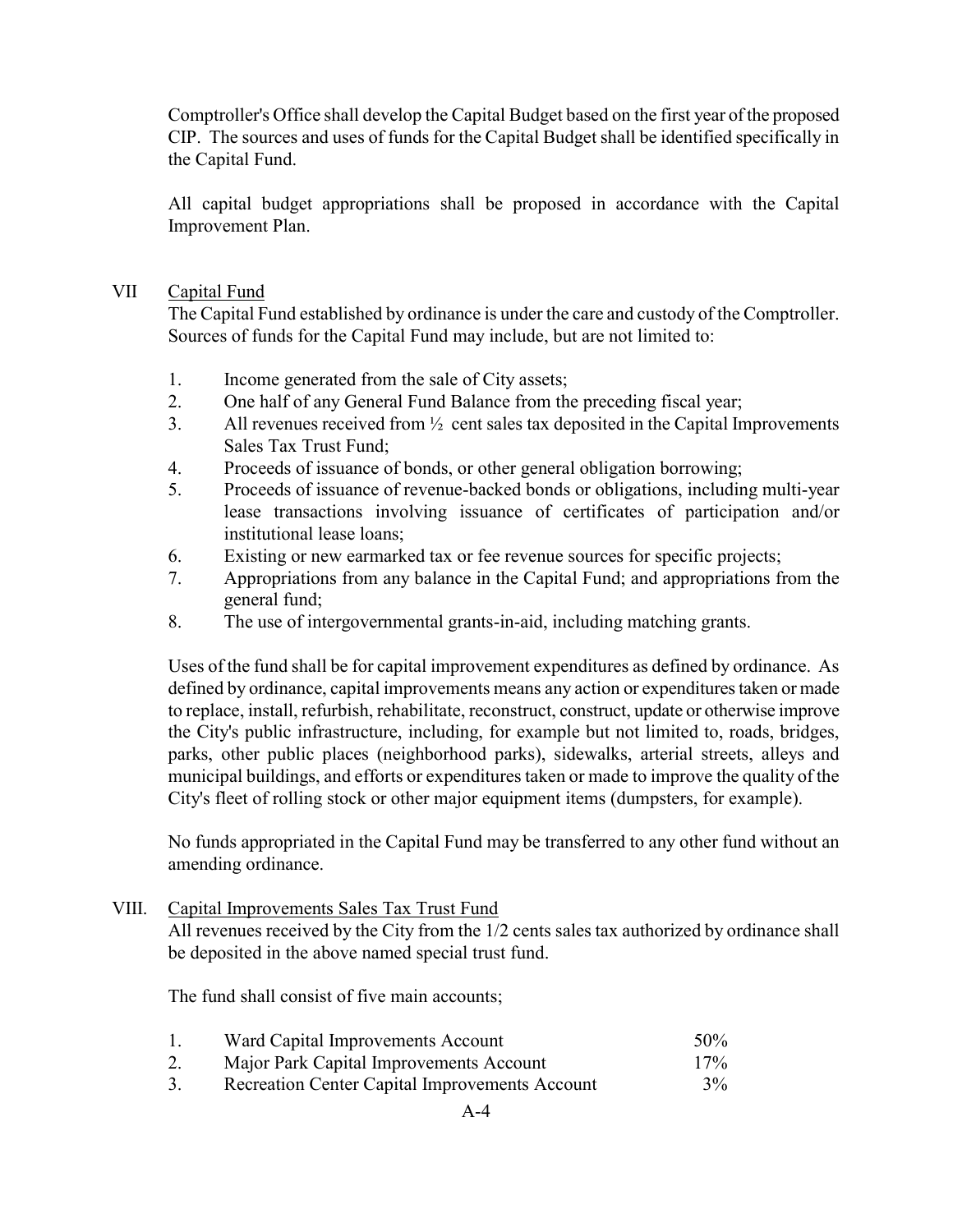Comptroller's Office shall develop the Capital Budget based on the first year of the proposed CIP. The sources and uses of funds for the Capital Budget shall be identified specifically in the Capital Fund.

All capital budget appropriations shall be proposed in accordance with the Capital Improvement Plan.

## VII Capital Fund

The Capital Fund established by ordinance is under the care and custody of the Comptroller. Sources of funds for the Capital Fund may include, but are not limited to:

1. Income generated from the sale of City assets;
2. One half of any General Fund Balance from the preceding fiscal year;
3. All revenues received from ½ cent sales tax deposited in the Capital Improvements Sales Tax Trust Fund;
4. Proceeds of issuance of bonds, or other general obligation borrowing;
5. Proceeds of issuance of revenue-backed bonds or obligations, including multi-year lease transactions involving issuance of certificates of participation and/or institutional lease loans;
6. Existing or new earmarked tax or fee revenue sources for specific projects;
7. Appropriations from any balance in the Capital Fund; and appropriations from the general fund;
8. The use of intergovernmental grants-in-aid, including matching grants.

Uses of the fund shall be for capital improvement expenditures as defined by ordinance. As defined by ordinance, capital improvements means any action or expenditures taken or made to replace, install, refurbish, rehabilitate, reconstruct, construct, update or otherwise improve the City's public infrastructure, including, for example but not limited to, roads, bridges, parks, other public places (neighborhood parks), sidewalks, arterial streets, alleys and municipal buildings, and efforts or expenditures taken or made to improve the quality of the City's fleet of rolling stock or other major equipment items (dumpsters, for example).

No funds appropriated in the Capital Fund may be transferred to any other fund without an amending ordinance.

## VIII. Capital Improvements Sales Tax Trust Fund

All revenues received by the City from the 1/2 cents sales tax authorized by ordinance shall be deposited in the above named special trust fund.

The fund shall consist of five main accounts;

| | Account | |
|---|---|---|
| 1. | Ward Capital Improvements Account | 50% |
| 2. | Major Park Capital Improvements Account | 17% |
| 3. | Recreation Center Capital Improvements Account | 3% |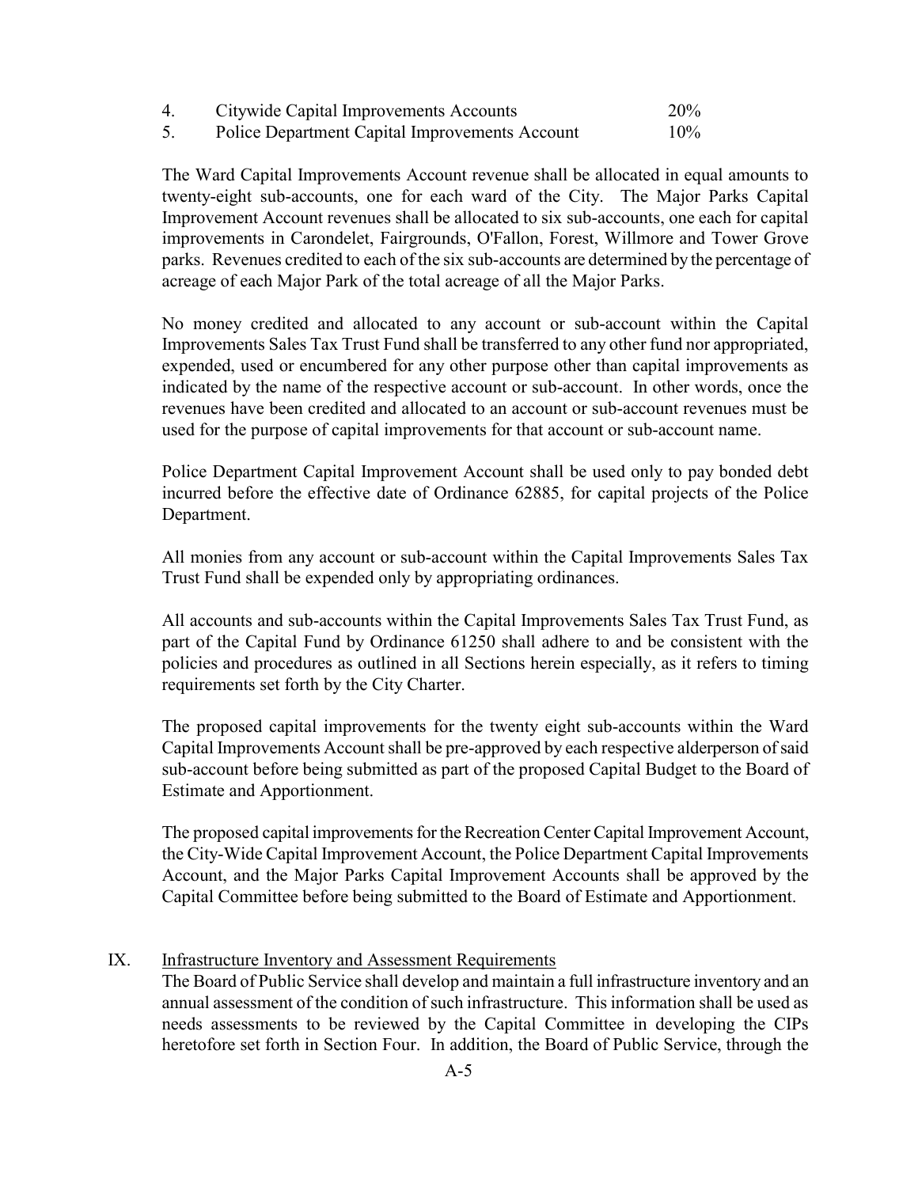4. Citywide Capital Improvements Accounts 20%
5. Police Department Capital Improvements Account 10%

The Ward Capital Improvements Account revenue shall be allocated in equal amounts to twenty-eight sub-accounts, one for each ward of the City. The Major Parks Capital Improvement Account revenues shall be allocated to six sub-accounts, one each for capital improvements in Carondelet, Fairgrounds, O'Fallon, Forest, Willmore and Tower Grove parks. Revenues credited to each of the six sub-accounts are determined by the percentage of acreage of each Major Park of the total acreage of all the Major Parks.

No money credited and allocated to any account or sub-account within the Capital Improvements Sales Tax Trust Fund shall be transferred to any other fund nor appropriated, expended, used or encumbered for any other purpose other than capital improvements as indicated by the name of the respective account or sub-account. In other words, once the revenues have been credited and allocated to an account or sub-account revenues must be used for the purpose of capital improvements for that account or sub-account name.

Police Department Capital Improvement Account shall be used only to pay bonded debt incurred before the effective date of Ordinance 62885, for capital projects of the Police Department.

All monies from any account or sub-account within the Capital Improvements Sales Tax Trust Fund shall be expended only by appropriating ordinances.

All accounts and sub-accounts within the Capital Improvements Sales Tax Trust Fund, as part of the Capital Fund by Ordinance 61250 shall adhere to and be consistent with the policies and procedures as outlined in all Sections herein especially, as it refers to timing requirements set forth by the City Charter.

The proposed capital improvements for the twenty eight sub-accounts within the Ward Capital Improvements Account shall be pre-approved by each respective alderperson of said sub-account before being submitted as part of the proposed Capital Budget to the Board of Estimate and Apportionment.

The proposed capital improvements for the Recreation Center Capital Improvement Account, the City-Wide Capital Improvement Account, the Police Department Capital Improvements Account, and the Major Parks Capital Improvement Accounts shall be approved by the Capital Committee before being submitted to the Board of Estimate and Apportionment.

## IX. Infrastructure Inventory and Assessment Requirements

The Board of Public Service shall develop and maintain a full infrastructure inventory and an annual assessment of the condition of such infrastructure. This information shall be used as needs assessments to be reviewed by the Capital Committee in developing the CIPs heretofore set forth in Section Four. In addition, the Board of Public Service, through the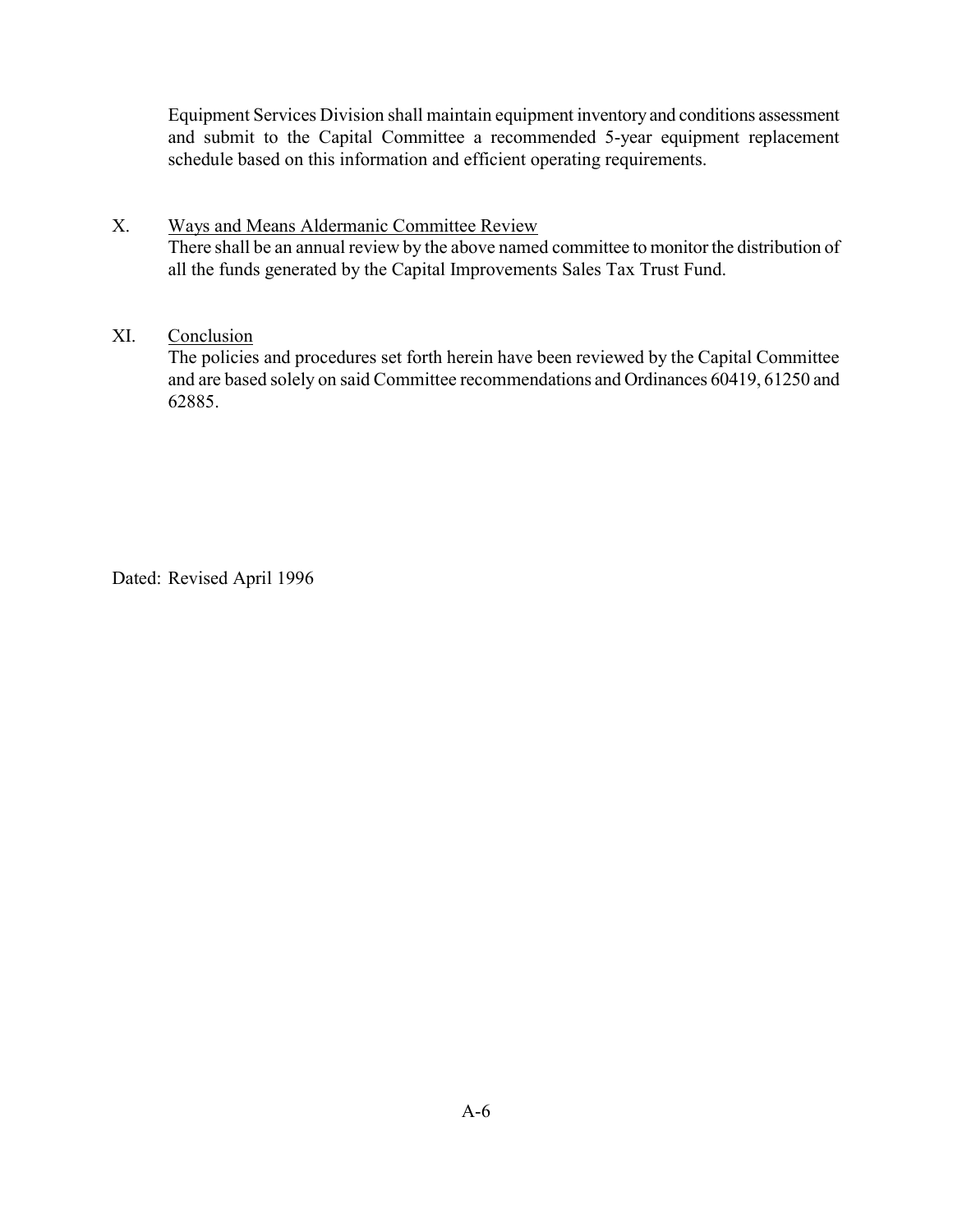Equipment Services Division shall maintain equipment inventory and conditions assessment and submit to the Capital Committee a recommended 5-year equipment replacement schedule based on this information and efficient operating requirements.

X. Ways and Means Aldermanic Committee Review

There shall be an annual review by the above named committee to monitor the distribution of all the funds generated by the Capital Improvements Sales Tax Trust Fund.

XI. Conclusion

The policies and procedures set forth herein have been reviewed by the Capital Committee and are based solely on said Committee recommendations and Ordinances 60419, 61250 and 62885.

Dated: Revised April 1996